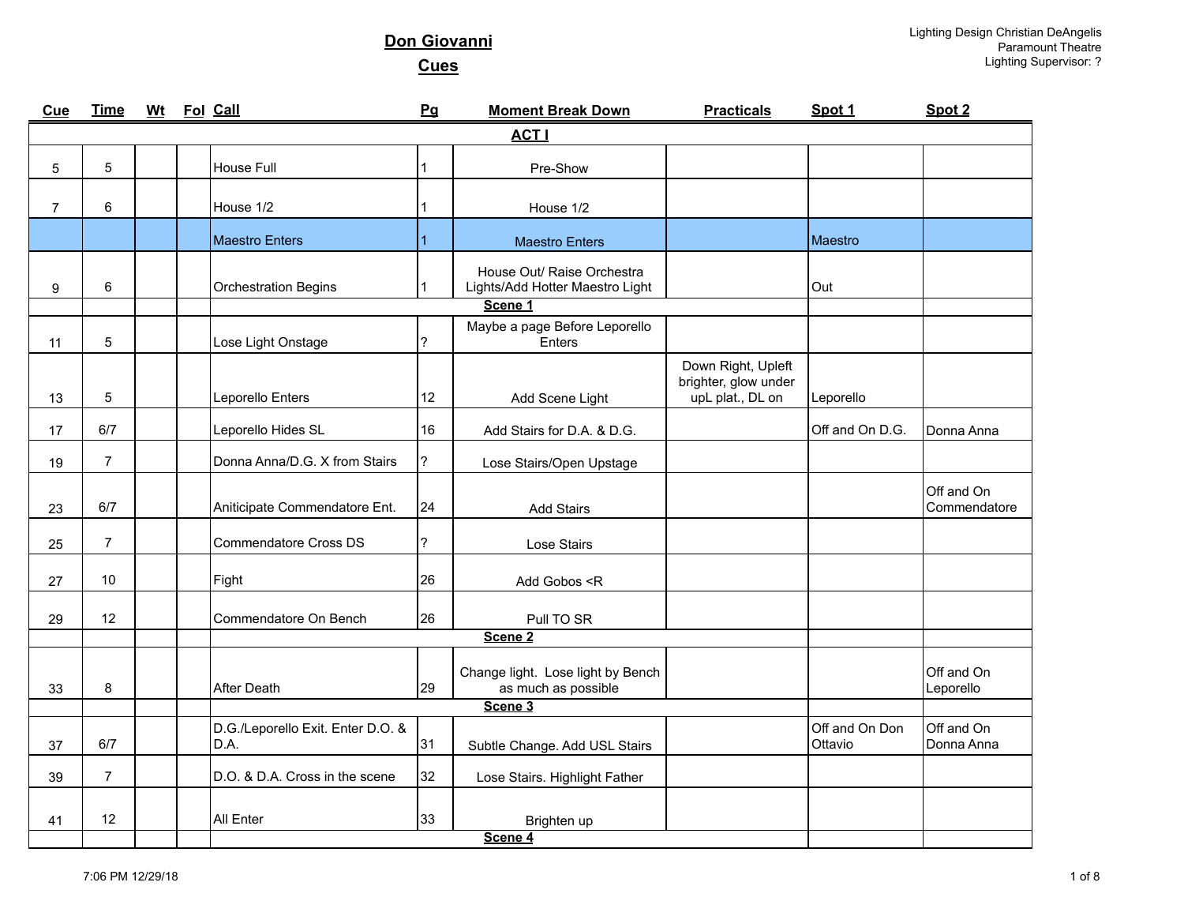# Don Giovanni

## Cues

Lighting Design Christian DeAngelis
Paramount Theatre
Lighting Supervisor: ?

| Cue | Time | Wt | Fol | Call | Pg | Moment Break Down | Practicals | Spot 1 | Spot 2 |
|---|---|---|---|---|---|---|---|---|---|
| | | | | **ACT I** | | | | | |
| 5 | 5 | | | House Full | 1 | Pre-Show | | | |
| 7 | 6 | | | House 1/2 | 1 | House 1/2 | | | |
| | | | | Maestro Enters | 1 | Maestro Enters | | Maestro | |
| 9 | 6 | | | Orchestration Begins | 1 | House Out/ Raise Orchestra Lights/Add Hotter Maestro Light | | Out | |
| | | | | **Scene 1** | | | | | |
| 11 | 5 | | | Lose Light Onstage | ? | Maybe a page Before Leporello Enters | | | |
| 13 | 5 | | | Leporello Enters | 12 | Add Scene Light | Down Right, Upleft brighter, glow under upL plat., DL on | Leporello | |
| 17 | 6/7 | | | Leporello Hides SL | 16 | Add Stairs for D.A. & D.G. | | Off and On D.G. | Donna Anna |
| 19 | 7 | | | Donna Anna/D.G. X from Stairs | ? | Lose Stairs/Open Upstage | | | |
| 23 | 6/7 | | | Aniticipate Commendatore Ent. | 24 | Add Stairs | | | Off and On Commendatore |
| 25 | 7 | | | Commendatore Cross DS | ? | Lose Stairs | | | |
| 27 | 10 | | | Fight | 26 | Add Gobos <R | | | |
| 29 | 12 | | | Commendatore On Bench | 26 | Pull TO SR | | | |
| | | | | **Scene 2** | | | | | |
| 33 | 8 | | | After Death | 29 | Change light. Lose light by Bench as much as possible | | | Off and On Leporello |
| | | | | **Scene 3** | | | | | |
| 37 | 6/7 | | | D.G./Leporello Exit. Enter D.O. & D.A. | 31 | Subtle Change. Add USL Stairs | | Off and On Don Ottavio | Off and On Donna Anna |
| 39 | 7 | | | D.O. & D.A. Cross in the scene | 32 | Lose Stairs. Highlight Father | | | |
| 41 | 12 | | | All Enter | 33 | Brighten up | | | |
| | | | | **Scene 4** | | | | | |

7:06 PM 12/29/18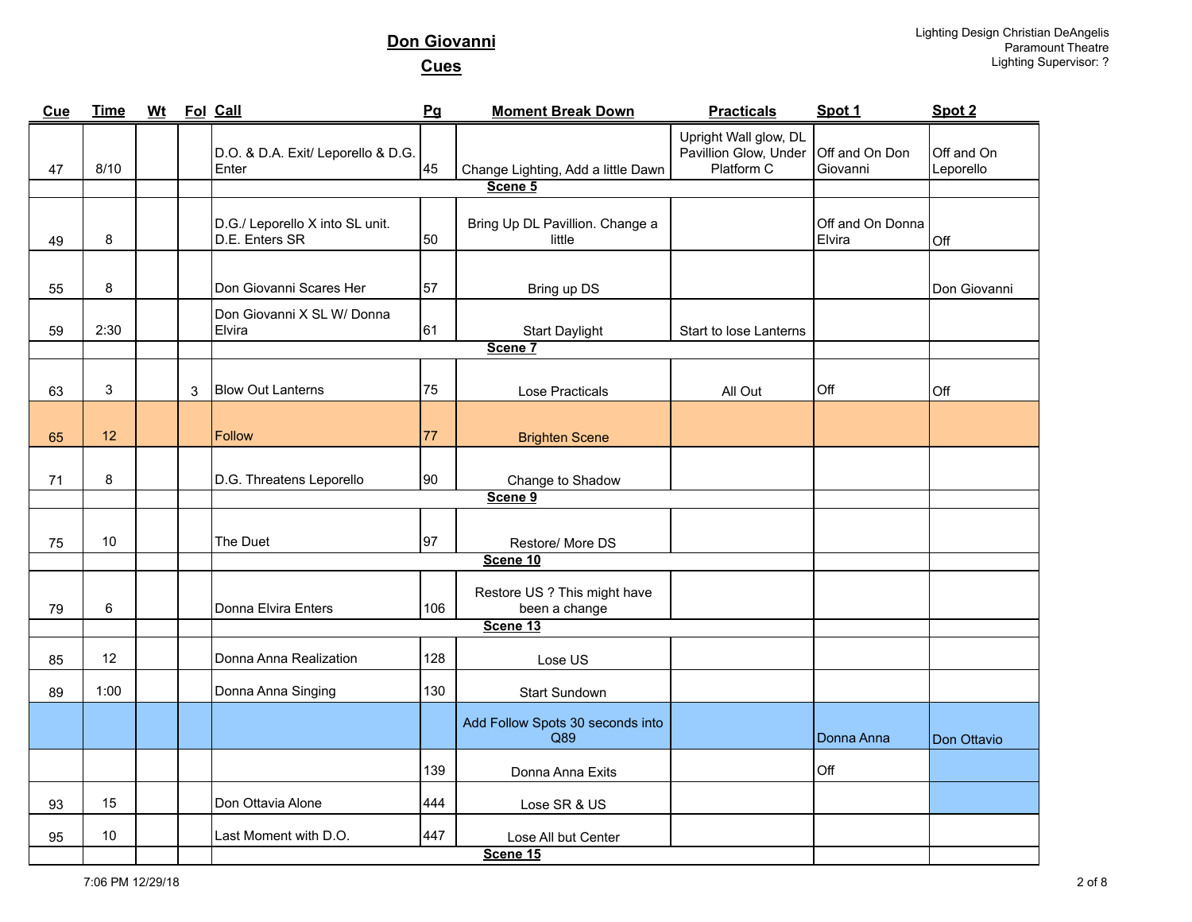# Don Giovanni

## Cues

Lighting Design Christian DeAngelis
Paramount Theatre
Lighting Supervisor: ?

| Cue | Time | Wt | Fol | Call | Pg | Moment Break Down | Practicals | Spot 1 | Spot 2 |
|---|---|---|---|---|---|---|---|---|---|
| 47 | 8/10 | | | D.O. & D.A. Exit/ Leporello & D.G. Enter | 45 | Change Lighting, Add a little Dawn | Upright Wall glow, DL Pavillion Glow, Under Platform C | Off and On Don Giovanni | Off and On Leporello |
| | | | | **Scene 5** | | | | | |
| 49 | 8 | | | D.G./ Leporello X into SL unit. D.E. Enters SR | 50 | Bring Up DL Pavillion. Change a little | | Off and On Donna Elvira | Off |
| 55 | 8 | | | Don Giovanni Scares Her | 57 | Bring up DS | | | Don Giovanni |
| 59 | 2:30 | | | Don Giovanni X SL W/ Donna Elvira | 61 | Start Daylight | Start to lose Lanterns | | |
| | | | | **Scene 7** | | | | | |
| 63 | 3 | | 3 | Blow Out Lanterns | 75 | Lose Practicals | All Out | Off | Off |
| 65 | 12 | | | Follow | 77 | Brighten Scene | | | |
| 71 | 8 | | | D.G. Threatens Leporello | 90 | Change to Shadow | | | |
| | | | | **Scene 9** | | | | | |
| 75 | 10 | | | The Duet | 97 | Restore/ More DS | | | |
| | | | | **Scene 10** | | | | | |
| 79 | 6 | | | Donna Elvira Enters | 106 | Restore US ? This might have been a change | | | |
| | | | | **Scene 13** | | | | | |
| 85 | 12 | | | Donna Anna Realization | 128 | Lose US | | | |
| 89 | 1:00 | | | Donna Anna Singing | 130 | Start Sundown | | | |
| | | | | | | Add Follow Spots 30 seconds into Q89 | | Donna Anna | Don Ottavio |
| | | | | | 139 | Donna Anna Exits | | Off | |
| 93 | 15 | | | Don Ottavia Alone | 444 | Lose SR & US | | | |
| 95 | 10 | | | Last Moment with D.O. | 447 | Lose All but Center | | | |
| | | | | **Scene 15** | | | | | |

7:06 PM 12/29/18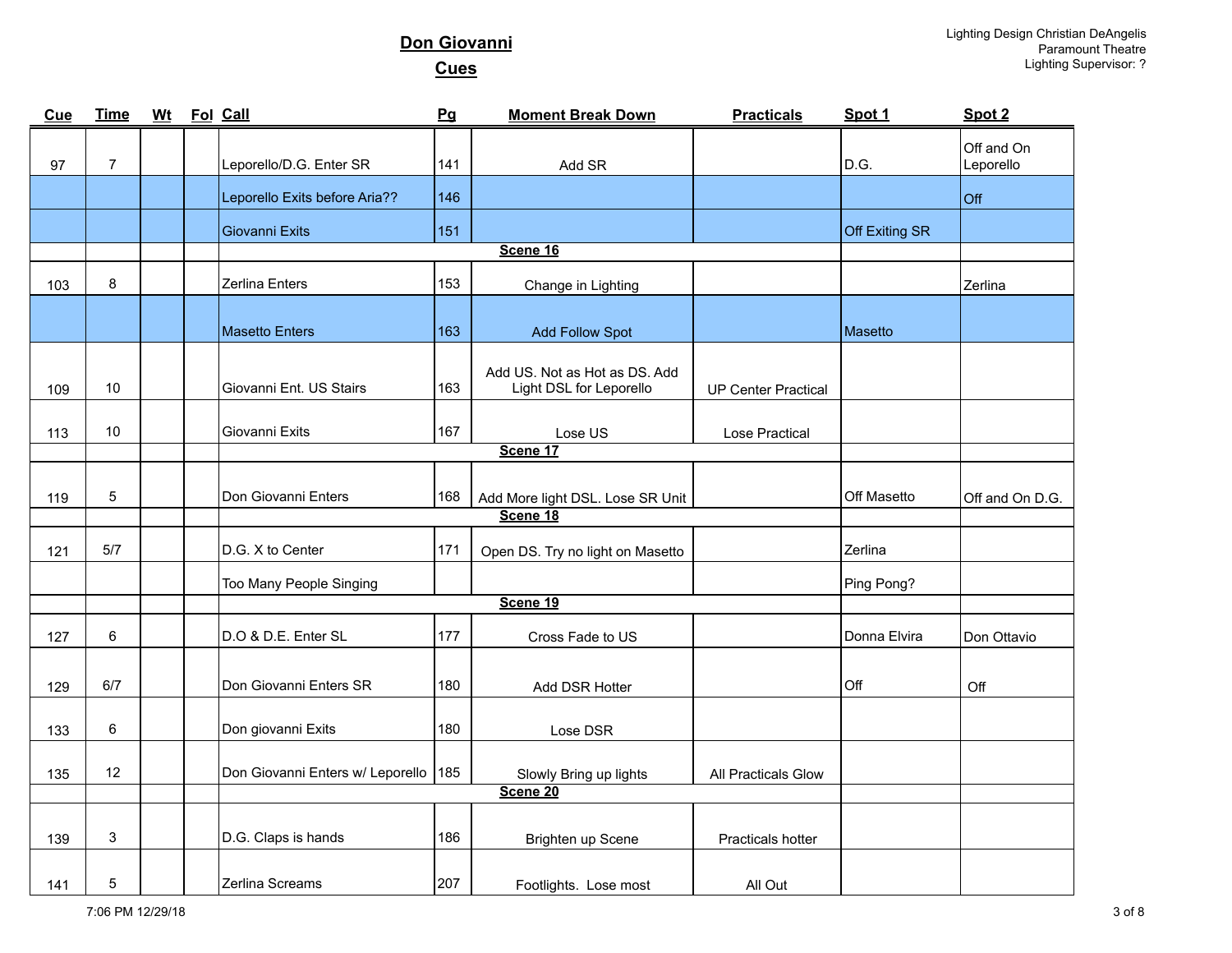## Don Giovanni

## Cues

Lighting Design Christian DeAngelis
Paramount Theatre
Lighting Supervisor: ?

| Cue | Time | Wt | Fol | Call | Pg | Moment Break Down | Practicals | Spot 1 | Spot 2 |
|---|---|---|---|---|---|---|---|---|---|
| 97 | 7 | | | Leporello/D.G. Enter SR | 141 | Add SR | | D.G. | Off and On Leporello |
| | | | | Leporello Exits before Aria?? | 146 | | | | Off |
| | | | | Giovanni Exits | 151 | | | Off Exiting SR | |
| | | | | **Scene 16** | | | | | |
| 103 | 8 | | | Zerlina Enters | 153 | Change in Lighting | | | Zerlina |
| | | | | Masetto Enters | 163 | Add Follow Spot | | Masetto | |
| 109 | 10 | | | Giovanni Ent. US Stairs | 163 | Add US. Not as Hot as DS. Add Light DSL for Leporello | UP Center Practical | | |
| 113 | 10 | | | Giovanni Exits | 167 | Lose US | Lose Practical | | |
| | | | | **Scene 17** | | | | | |
| 119 | 5 | | | Don Giovanni Enters | 168 | Add More light DSL. Lose SR Unit | | Off Masetto | Off and On D.G. |
| | | | | **Scene 18** | | | | | |
| 121 | 5/7 | | | D.G. X to Center | 171 | Open DS. Try no light on Masetto | | Zerlina | |
| | | | | Too Many People Singing | | | | Ping Pong? | |
| | | | | **Scene 19** | | | | | |
| 127 | 6 | | | D.O & D.E. Enter SL | 177 | Cross Fade to US | | Donna Elvira | Don Ottavio |
| 129 | 6/7 | | | Don Giovanni Enters SR | 180 | Add DSR Hotter | | Off | Off |
| 133 | 6 | | | Don giovanni Exits | 180 | Lose DSR | | | |
| 135 | 12 | | | Don Giovanni Enters w/ Leporello | 185 | Slowly Bring up lights | All Practicals Glow | | |
| | | | | **Scene 20** | | | | | |
| 139 | 3 | | | D.G. Claps is hands | 186 | Brighten up Scene | Practicals hotter | | |
| 141 | 5 | | | Zerlina Screams | 207 | Footlights. Lose most | All Out | | |

7:06 PM 12/29/18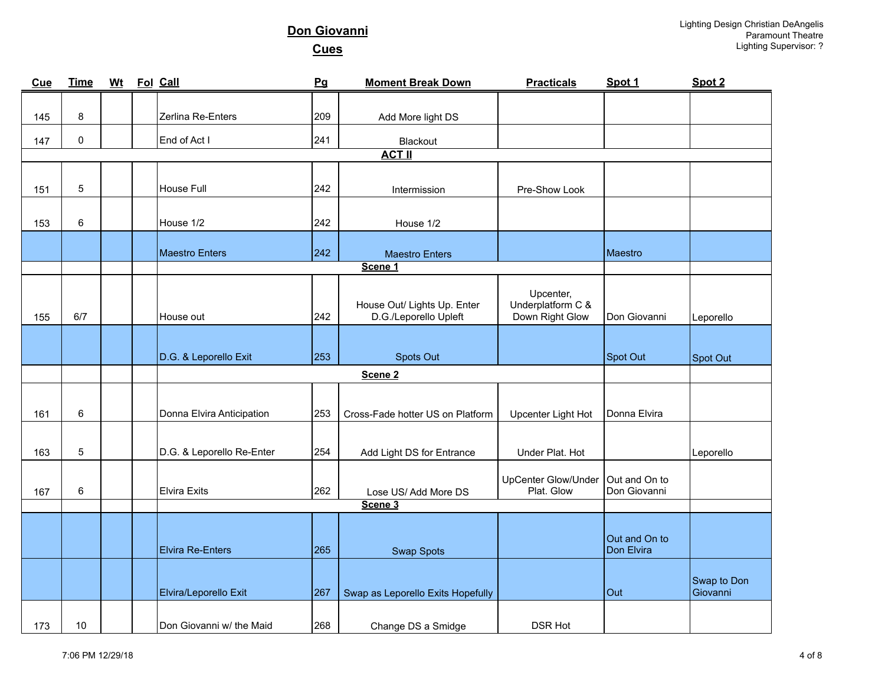# Don Giovanni

## Cues

Lighting Design Christian DeAngelis
Paramount Theatre
Lighting Supervisor: ?

| Cue | Time | Wt | Fol | Call | Pg | Moment Break Down | Practicals | Spot 1 | Spot 2 |
|---|---|---|---|---|---|---|---|---|---|
| 145 | 8 | | | Zerlina Re-Enters | 209 | Add More light DS | | | |
| 147 | 0 | | | End of Act I | 241 | Blackout | | | |
| | | | | **ACT II** | | | | | |
| 151 | 5 | | | House Full | 242 | Intermission | Pre-Show Look | | |
| 153 | 6 | | | House 1/2 | 242 | House 1/2 | | | |
| | | | | Maestro Enters | 242 | Maestro Enters | | Maestro | |
| | | | | **Scene 1** | | | | | |
| 155 | 6/7 | | | House out | 242 | House Out/ Lights Up. Enter D.G./Leporello Upleft | Upcenter, Underplatform C & Down Right Glow | Don Giovanni | Leporello |
| | | | | D.G. & Leporello Exit | 253 | Spots Out | | Spot Out | Spot Out |
| | | | | **Scene 2** | | | | | |
| 161 | 6 | | | Donna Elvira Anticipation | 253 | Cross-Fade hotter US on Platform | Upcenter Light Hot | Donna Elvira | |
| 163 | 5 | | | D.G. & Leporello Re-Enter | 254 | Add Light DS for Entrance | Under Plat. Hot | | Leporello |
| 167 | 6 | | | Elvira Exits | 262 | Lose US/ Add More DS | UpCenter Glow/Under Plat. Glow | Out and On to Don Giovanni | |
| | | | | **Scene 3** | | | | | |
| | | | | Elvira Re-Enters | 265 | Swap Spots | | Out and On to Don Elvira | |
| | | | | Elvira/Leporello Exit | 267 | Swap as Leporello Exits Hopefully | | Out | Swap to Don Giovanni |
| 173 | 10 | | | Don Giovanni w/ the Maid | 268 | Change DS a Smidge | DSR Hot | | |

7:06 PM 12/29/18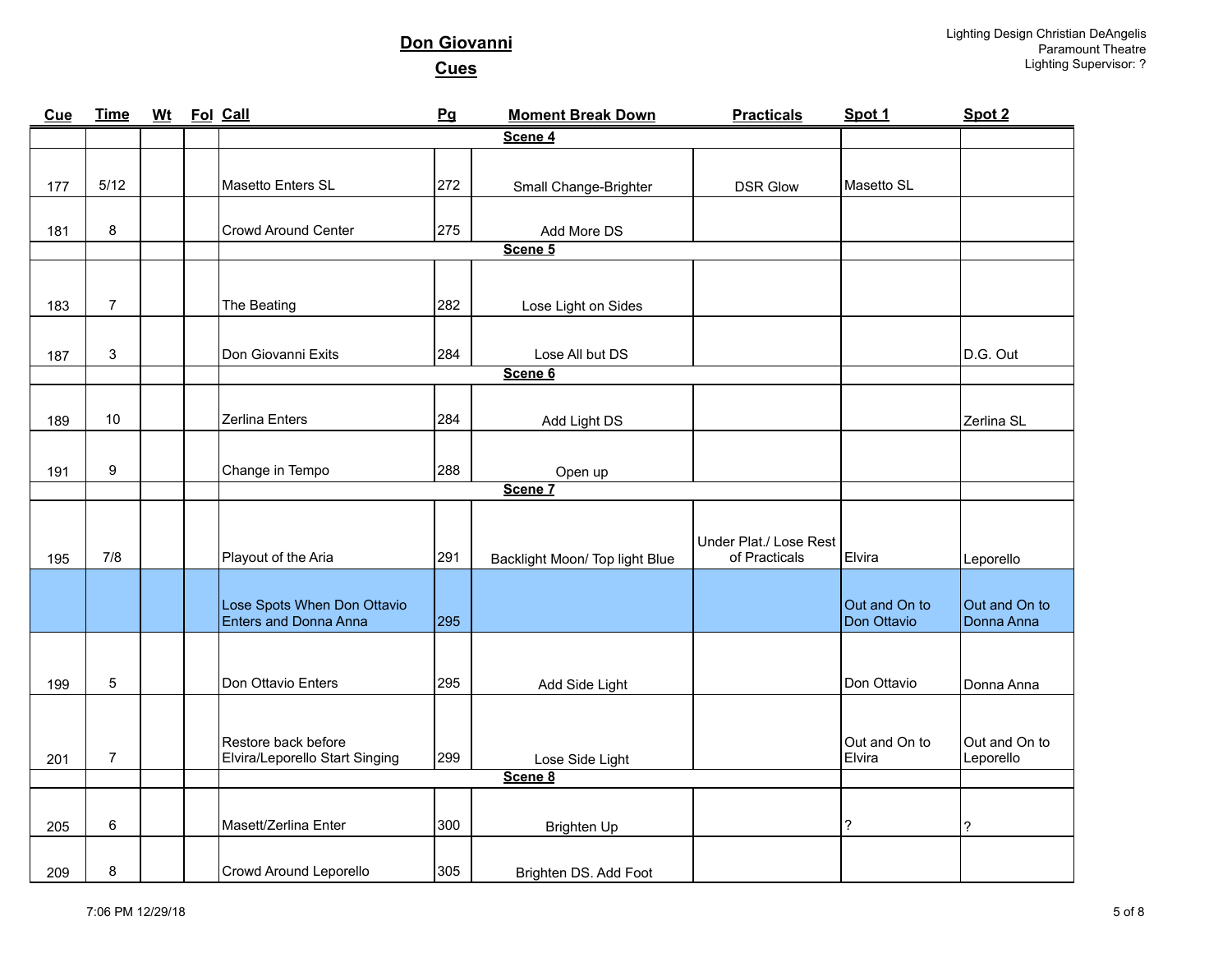## Don Giovanni

## Cues

Lighting Design Christian DeAngelis
Paramount Theatre
Lighting Supervisor: ?

| Cue | Time | Wt | Fol | Call | Pg | Moment Break Down | Practicals | Spot 1 | Spot 2 |
|---|---|---|---|---|---|---|---|---|---|
| | | | | **Scene 4** | | | | | |
| 177 | 5/12 | | | Masetto Enters SL | 272 | Small Change-Brighter | DSR Glow | Masetto SL | |
| 181 | 8 | | | Crowd Around Center | 275 | Add More DS | | | |
| | | | | **Scene 5** | | | | | |
| 183 | 7 | | | The Beating | 282 | Lose Light on Sides | | | |
| 187 | 3 | | | Don Giovanni Exits | 284 | Lose All but DS | | | D.G. Out |
| | | | | **Scene 6** | | | | | |
| 189 | 10 | | | Zerlina Enters | 284 | Add Light DS | | | Zerlina SL |
| 191 | 9 | | | Change in Tempo | 288 | Open up | | | |
| | | | | **Scene 7** | | | | | |
| 195 | 7/8 | | | Playout of the Aria | 291 | Backlight Moon/ Top light Blue | Under Plat./ Lose Rest of Practicals | Elvira | Leporello |
| | | | | Lose Spots When Don Ottavio Enters and Donna Anna | 295 | | | Out and On to Don Ottavio | Out and On to Donna Anna |
| 199 | 5 | | | Don Ottavio Enters | 295 | Add Side Light | | Don Ottavio | Donna Anna |
| 201 | 7 | | | Restore back before Elvira/Leporello Start Singing | 299 | Lose Side Light | | Out and On to Elvira | Out and On to Leporello |
| | | | | **Scene 8** | | | | | |
| 205 | 6 | | | Masett/Zerlina Enter | 300 | Brighten Up | | ? | ? |
| 209 | 8 | | | Crowd Around Leporello | 305 | Brighten DS. Add Foot | | | |

7:06 PM 12/29/18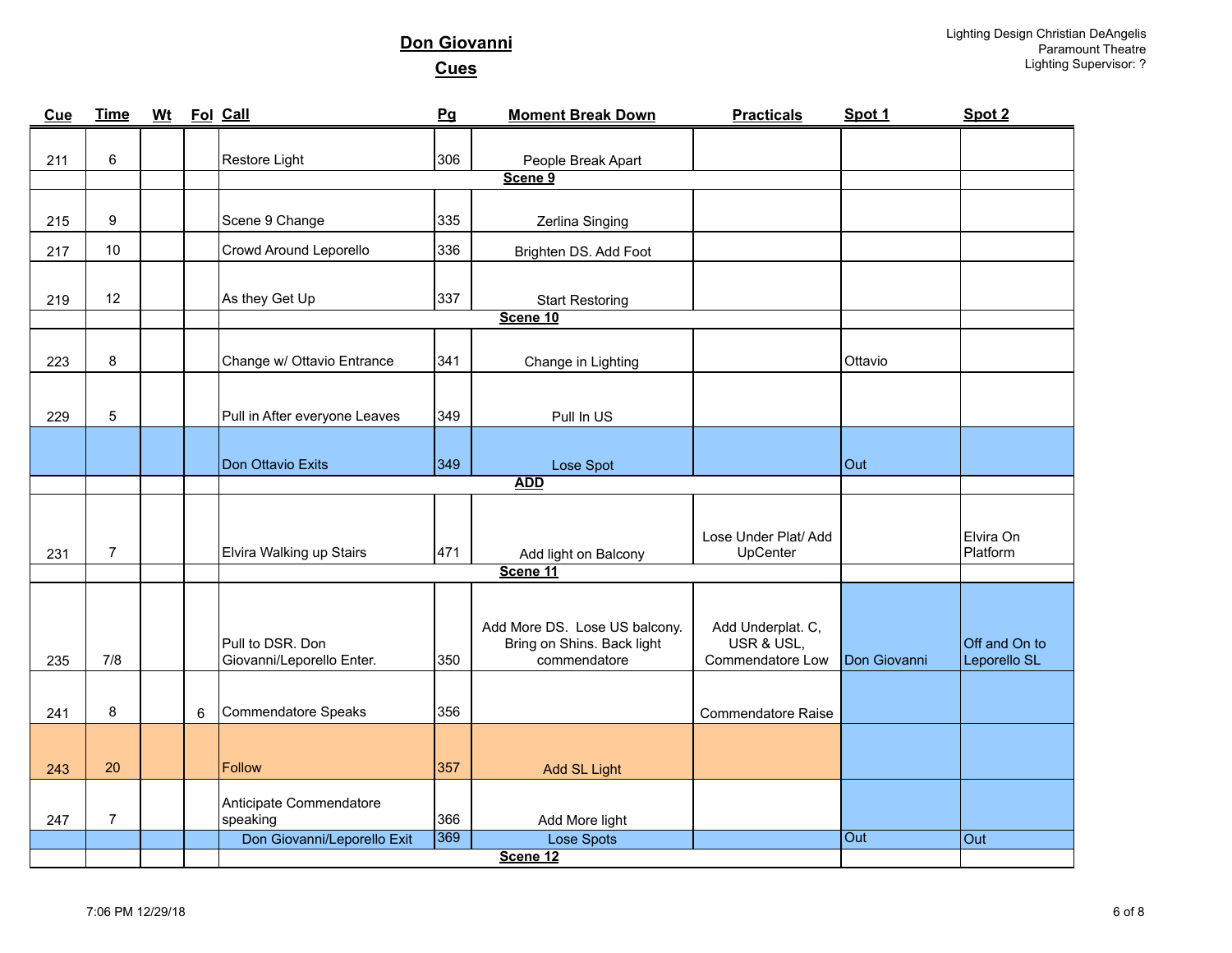## Don Giovanni

## Cues

Lighting Design Christian DeAngelis
Paramount Theatre
Lighting Supervisor: ?

| Cue | Time | Wt | Fol | Call | Pg | Moment Break Down | Practicals | Spot 1 | Spot 2 |
|---|---|---|---|---|---|---|---|---|---|
| 211 | 6 | | | Restore Light | 306 | People Break Apart | | | |
| | | | | **Scene 9** | | | | | |
| 215 | 9 | | | Scene 9 Change | 335 | Zerlina Singing | | | |
| 217 | 10 | | | Crowd Around Leporello | 336 | Brighten DS. Add Foot | | | |
| 219 | 12 | | | As they Get Up | 337 | Start Restoring | | | |
| | | | | **Scene 10** | | | | | |
| 223 | 8 | | | Change w/ Ottavio Entrance | 341 | Change in Lighting | | Ottavio | |
| 229 | 5 | | | Pull in After everyone Leaves | 349 | Pull In US | | | |
| | | | | Don Ottavio Exits | 349 | Lose Spot | | Out | |
| | | | | **ADD** | | | | | |
| 231 | 7 | | | Elvira Walking up Stairs | 471 | Add light on Balcony | Lose Under Plat/ Add UpCenter | | Elvira On Platform |
| | | | | **Scene 11** | | | | | |
| 235 | 7/8 | | | Pull to DSR. Don Giovanni/Leporello Enter. | 350 | Add More DS. Lose US balcony. Bring on Shins. Back light commendatore | Add Underplat. C, USR & USL, Commendatore Low | Don Giovanni | Off and On to Leporello SL |
| 241 | 8 | | 6 | Commendatore Speaks | 356 | | Commendatore Raise | | |
| 243 | 20 | | | Follow | 357 | Add SL Light | | | |
| 247 | 7 | | | Anticipate Commendatore speaking | 366 | Add More light | | | |
| | | | | Don Giovanni/Leporello Exit | 369 | Lose Spots | | Out | Out |
| | | | | **Scene 12** | | | | | |

7:06 PM 12/29/18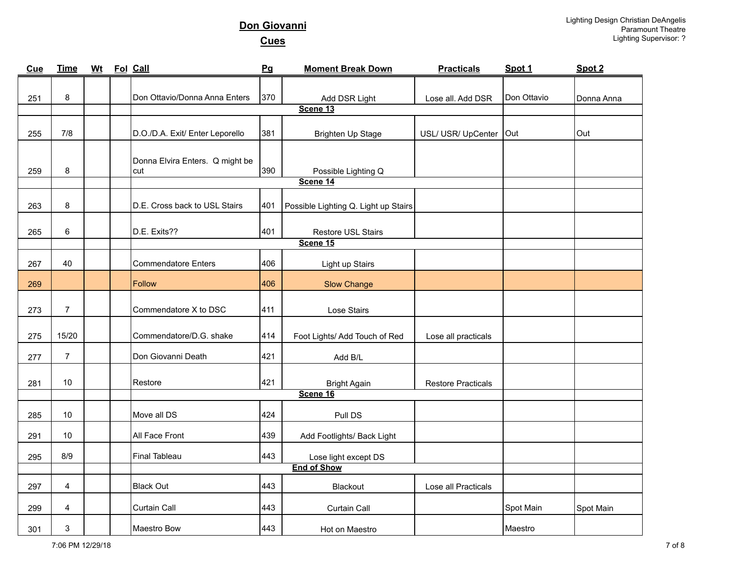# Don Giovanni

## Cues

Lighting Design Christian DeAngelis
Paramount Theatre
Lighting Supervisor: ?

| Cue | Time | Wt | Fol | Call | Pg | Moment Break Down | Practicals | Spot 1 | Spot 2 |
|---|---|---|---|---|---|---|---|---|---|
| 251 | 8 | | | Don Ottavio/Donna Anna Enters | 370 | Add DSR Light | Lose all. Add DSR | Don Ottavio | Donna Anna |
| | | | | **Scene 13** | | | | | |
| 255 | 7/8 | | | D.O./D.A. Exit/ Enter Leporello | 381 | Brighten Up Stage | USL/ USR/ UpCenter | Out | Out |
| 259 | 8 | | | Donna Elvira Enters. Q might be cut | 390 | Possible Lighting Q | | | |
| | | | | **Scene 14** | | | | | |
| 263 | 8 | | | D.E. Cross back to USL Stairs | 401 | Possible Lighting Q. Light up Stairs | | | |
| 265 | 6 | | | D.E. Exits?? | 401 | Restore USL Stairs | | | |
| | | | | **Scene 15** | | | | | |
| 267 | 40 | | | Commendatore Enters | 406 | Light up Stairs | | | |
| 269 | | | | Follow | 406 | Slow Change | | | |
| 273 | 7 | | | Commendatore X to DSC | 411 | Lose Stairs | | | |
| 275 | 15/20 | | | Commendatore/D.G. shake | 414 | Foot Lights/ Add Touch of Red | Lose all practicals | | |
| 277 | 7 | | | Don Giovanni Death | 421 | Add B/L | | | |
| 281 | 10 | | | Restore | 421 | Bright Again | Restore Practicals | | |
| | | | | **Scene 16** | | | | | |
| 285 | 10 | | | Move all DS | 424 | Pull DS | | | |
| 291 | 10 | | | All Face Front | 439 | Add Footlights/ Back Light | | | |
| 295 | 8/9 | | | Final Tableau | 443 | Lose light except DS | | | |
| | | | | **End of Show** | | | | | |
| 297 | 4 | | | Black Out | 443 | Blackout | Lose all Practicals | | |
| 299 | 4 | | | Curtain Call | 443 | Curtain Call | | Spot Main | Spot Main |
| 301 | 3 | | | Maestro Bow | 443 | Hot on Maestro | | Maestro | |

7:06 PM 12/29/18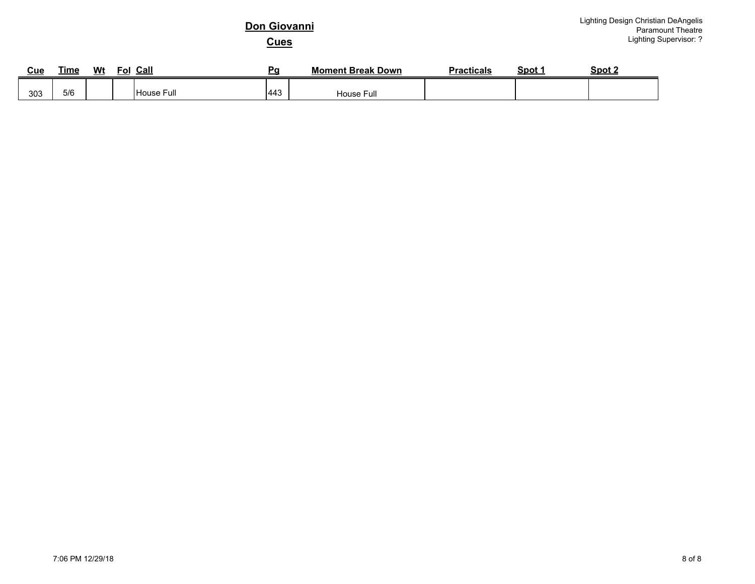# Don Giovanni

## Cues

Lighting Design Christian DeAngelis
Paramount Theatre
Lighting Supervisor: ?

| Cue | Time | Wt | Fol | Call | Pg | Moment Break Down | Practicals | Spot 1 | Spot 2 |
|---|---|---|---|---|---|---|---|---|---|
| 303 | 5/6 | | | House Full | 443 | House Full | | | |

7:06 PM 12/29/18